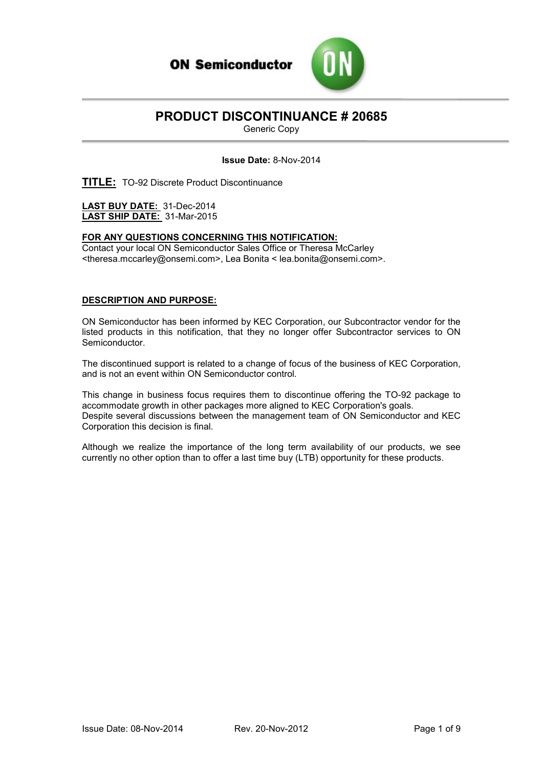**ON Semiconductor**

# PRODUCT DISCONTINUANCE # 20685

Generic Copy

**Issue Date:** 8-Nov-2014

## TITLE: TO-92 Discrete Product Discontinuance

**LAST BUY DATE:** 31-Dec-2014
**LAST SHIP DATE:** 31-Mar-2015

**FOR ANY QUESTIONS CONCERNING THIS NOTIFICATION:**
Contact your local ON Semiconductor Sales Office or Theresa McCarley <theresa.mccarley@onsemi.com>, Lea Bonita < lea.bonita@onsemi.com>.

**DESCRIPTION AND PURPOSE:**

ON Semiconductor has been informed by KEC Corporation, our Subcontractor vendor for the listed products in this notification, that they no longer offer Subcontractor services to ON Semiconductor.

The discontinued support is related to a change of focus of the business of KEC Corporation, and is not an event within ON Semiconductor control.

This change in business focus requires them to discontinue offering the TO-92 package to accommodate growth in other packages more aligned to KEC Corporation's goals.
Despite several discussions between the management team of ON Semiconductor and KEC Corporation this decision is final.

Although we realize the importance of the long term availability of our products, we see currently no other option than to offer a last time buy (LTB) opportunity for these products.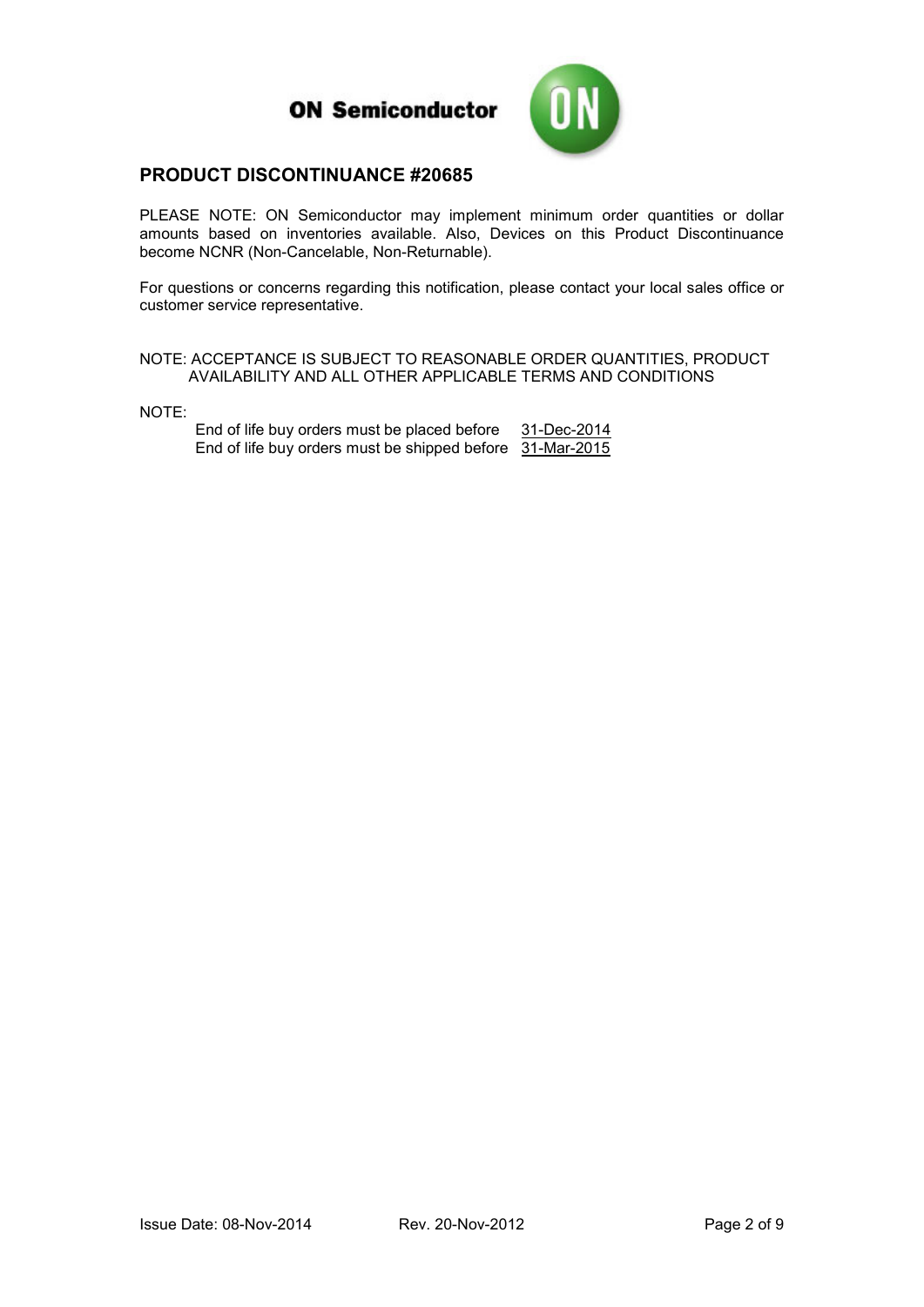ON Semiconductor

## PRODUCT DISCONTINUANCE #20685

PLEASE NOTE: ON Semiconductor may implement minimum order quantities or dollar amounts based on inventories available. Also, Devices on this Product Discontinuance become NCNR (Non-Cancelable, Non-Returnable).

For questions or concerns regarding this notification, please contact your local sales office or customer service representative.

NOTE: ACCEPTANCE IS SUBJECT TO REASONABLE ORDER QUANTITIES, PRODUCT AVAILABILITY AND ALL OTHER APPLICABLE TERMS AND CONDITIONS

NOTE:

End of life buy orders must be placed before 31-Dec-2014
End of life buy orders must be shipped before 31-Mar-2015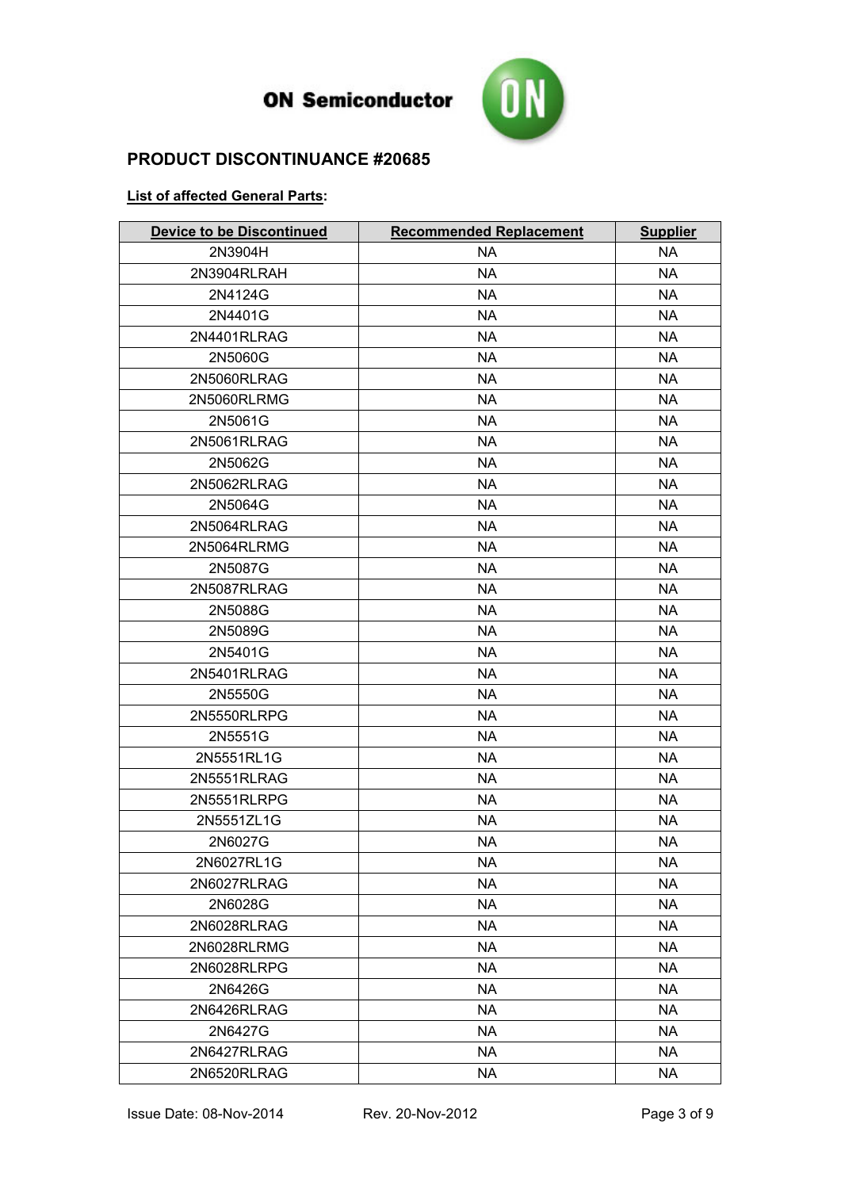ON Semiconductor

# PRODUCT DISCONTINUANCE #20685

**List of affected General Parts:**

| Device to be Discontinued | Recommended Replacement | Supplier |
|---|---|---|
| 2N3904H | NA | NA |
| 2N3904RLRAH | NA | NA |
| 2N4124G | NA | NA |
| 2N4401G | NA | NA |
| 2N4401RLRAG | NA | NA |
| 2N5060G | NA | NA |
| 2N5060RLRAG | NA | NA |
| 2N5060RLRMG | NA | NA |
| 2N5061G | NA | NA |
| 2N5061RLRAG | NA | NA |
| 2N5062G | NA | NA |
| 2N5062RLRAG | NA | NA |
| 2N5064G | NA | NA |
| 2N5064RLRAG | NA | NA |
| 2N5064RLRMG | NA | NA |
| 2N5087G | NA | NA |
| 2N5087RLRAG | NA | NA |
| 2N5088G | NA | NA |
| 2N5089G | NA | NA |
| 2N5401G | NA | NA |
| 2N5401RLRAG | NA | NA |
| 2N5550G | NA | NA |
| 2N5550RLRPG | NA | NA |
| 2N5551G | NA | NA |
| 2N5551RL1G | NA | NA |
| 2N5551RLRAG | NA | NA |
| 2N5551RLRPG | NA | NA |
| 2N5551ZL1G | NA | NA |
| 2N6027G | NA | NA |
| 2N6027RL1G | NA | NA |
| 2N6027RLRAG | NA | NA |
| 2N6028G | NA | NA |
| 2N6028RLRAG | NA | NA |
| 2N6028RLRMG | NA | NA |
| 2N6028RLRPG | NA | NA |
| 2N6426G | NA | NA |
| 2N6426RLRAG | NA | NA |
| 2N6427G | NA | NA |
| 2N6427RLRAG | NA | NA |
| 2N6520RLRAG | NA | NA |

Issue Date: 08-Nov-2014 Rev. 20-Nov-2012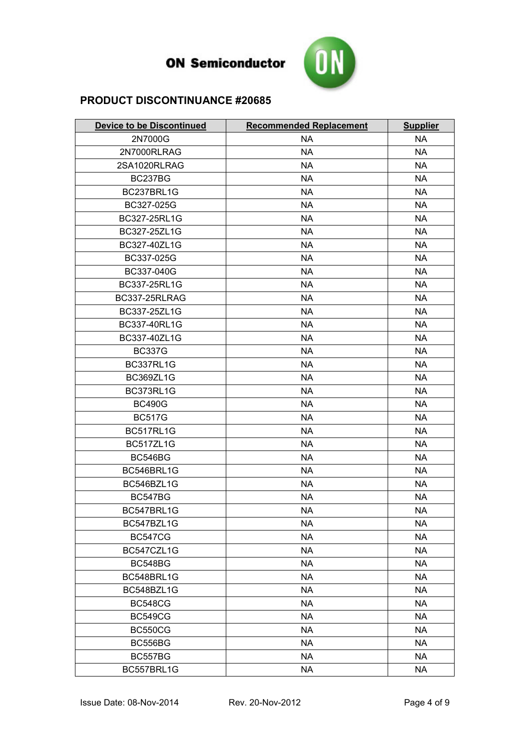ON Semiconductor

## PRODUCT DISCONTINUANCE #20685

| Device to be Discontinued | Recommended Replacement | Supplier |
|---|---|---|
| 2N7000G | NA | NA |
| 2N7000RLRAG | NA | NA |
| 2SA1020RLRAG | NA | NA |
| BC237BG | NA | NA |
| BC237BRL1G | NA | NA |
| BC327-025G | NA | NA |
| BC327-25RL1G | NA | NA |
| BC327-25ZL1G | NA | NA |
| BC327-40ZL1G | NA | NA |
| BC337-025G | NA | NA |
| BC337-040G | NA | NA |
| BC337-25RL1G | NA | NA |
| BC337-25RLRAG | NA | NA |
| BC337-25ZL1G | NA | NA |
| BC337-40RL1G | NA | NA |
| BC337-40ZL1G | NA | NA |
| BC337G | NA | NA |
| BC337RL1G | NA | NA |
| BC369ZL1G | NA | NA |
| BC373RL1G | NA | NA |
| BC490G | NA | NA |
| BC517G | NA | NA |
| BC517RL1G | NA | NA |
| BC517ZL1G | NA | NA |
| BC546BG | NA | NA |
| BC546BRL1G | NA | NA |
| BC546BZL1G | NA | NA |
| BC547BG | NA | NA |
| BC547BRL1G | NA | NA |
| BC547BZL1G | NA | NA |
| BC547CG | NA | NA |
| BC547CZL1G | NA | NA |
| BC548BG | NA | NA |
| BC548BRL1G | NA | NA |
| BC548BZL1G | NA | NA |
| BC548CG | NA | NA |
| BC549CG | NA | NA |
| BC550CG | NA | NA |
| BC556BG | NA | NA |
| BC557BG | NA | NA |
| BC557BRL1G | NA | NA |

Issue Date: 08-Nov-2014    Rev. 20-Nov-2012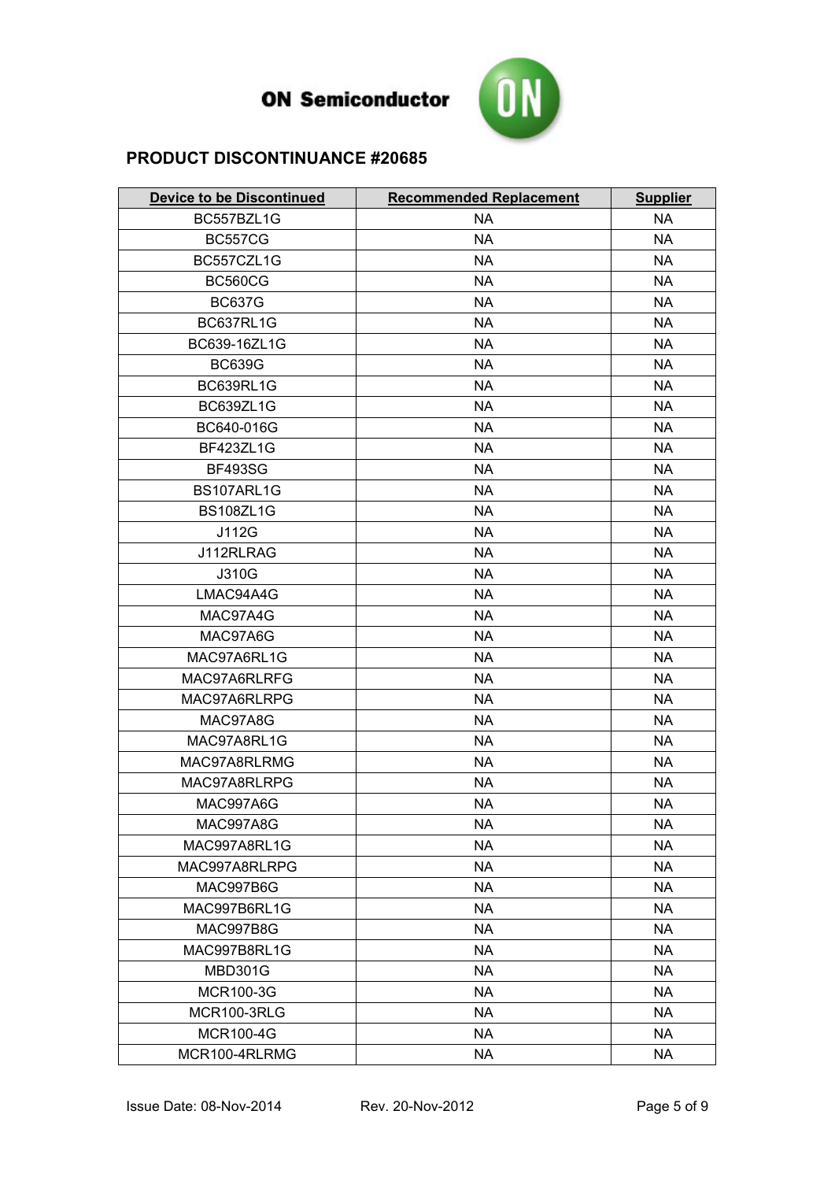# PRODUCT DISCONTINUANCE #20685

| Device to be Discontinued | Recommended Replacement | Supplier |
|---|---|---|
| BC557BZL1G | NA | NA |
| BC557CG | NA | NA |
| BC557CZL1G | NA | NA |
| BC560CG | NA | NA |
| BC637G | NA | NA |
| BC637RL1G | NA | NA |
| BC639-16ZL1G | NA | NA |
| BC639G | NA | NA |
| BC639RL1G | NA | NA |
| BC639ZL1G | NA | NA |
| BC640-016G | NA | NA |
| BF423ZL1G | NA | NA |
| BF493SG | NA | NA |
| BS107ARL1G | NA | NA |
| BS108ZL1G | NA | NA |
| J112G | NA | NA |
| J112RLRAG | NA | NA |
| J310G | NA | NA |
| LMAC94A4G | NA | NA |
| MAC97A4G | NA | NA |
| MAC97A6G | NA | NA |
| MAC97A6RL1G | NA | NA |
| MAC97A6RLRFG | NA | NA |
| MAC97A6RLRPG | NA | NA |
| MAC97A8G | NA | NA |
| MAC97A8RL1G | NA | NA |
| MAC97A8RLRMG | NA | NA |
| MAC97A8RLRPG | NA | NA |
| MAC997A6G | NA | NA |
| MAC997A8G | NA | NA |
| MAC997A8RL1G | NA | NA |
| MAC997A8RLRPG | NA | NA |
| MAC997B6G | NA | NA |
| MAC997B6RL1G | NA | NA |
| MAC997B8G | NA | NA |
| MAC997B8RL1G | NA | NA |
| MBD301G | NA | NA |
| MCR100-3G | NA | NA |
| MCR100-3RLG | NA | NA |
| MCR100-4G | NA | NA |
| MCR100-4RLRMG | NA | NA |

Issue Date: 08-Nov-2014 Rev. 20-Nov-2012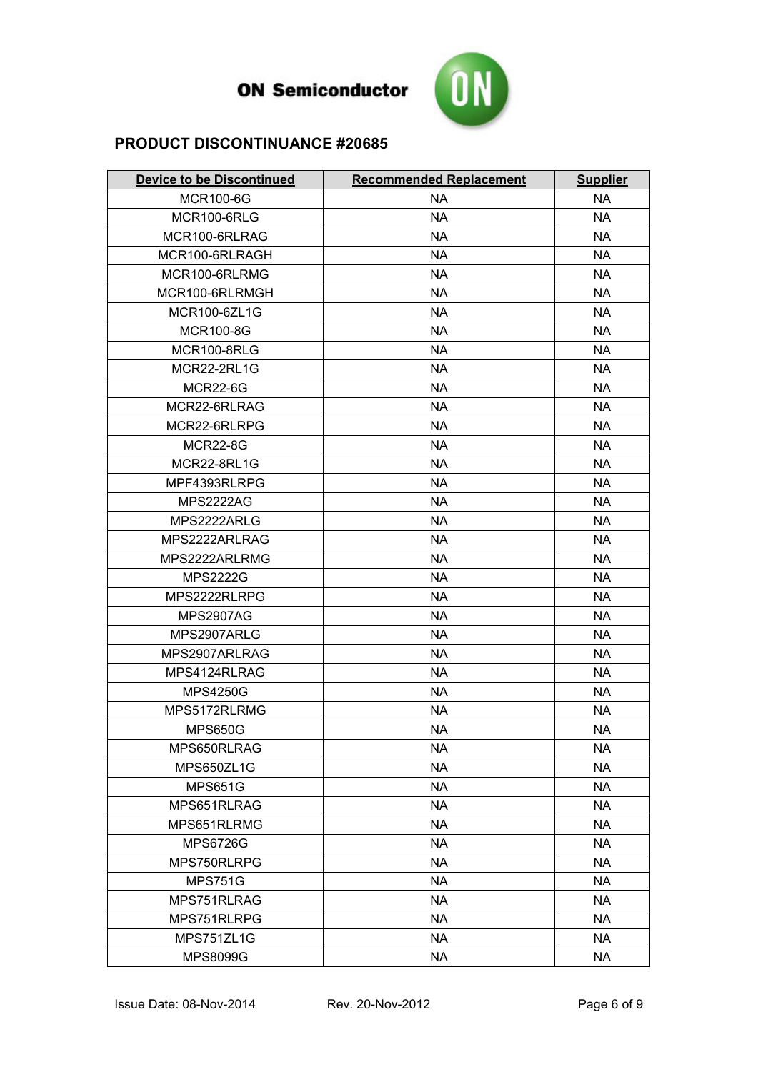ON Semiconductor

## PRODUCT DISCONTINUANCE #20685

| Device to be Discontinued | Recommended Replacement | Supplier |
|---|---|---|
| MCR100-6G | NA | NA |
| MCR100-6RLG | NA | NA |
| MCR100-6RLRAG | NA | NA |
| MCR100-6RLRAGH | NA | NA |
| MCR100-6RLRMG | NA | NA |
| MCR100-6RLRMGH | NA | NA |
| MCR100-6ZL1G | NA | NA |
| MCR100-8G | NA | NA |
| MCR100-8RLG | NA | NA |
| MCR22-2RL1G | NA | NA |
| MCR22-6G | NA | NA |
| MCR22-6RLRAG | NA | NA |
| MCR22-6RLRPG | NA | NA |
| MCR22-8G | NA | NA |
| MCR22-8RL1G | NA | NA |
| MPF4393RLRPG | NA | NA |
| MPS2222AG | NA | NA |
| MPS2222ARLG | NA | NA |
| MPS2222ARLRAG | NA | NA |
| MPS2222ARLRMG | NA | NA |
| MPS2222G | NA | NA |
| MPS2222RLRPG | NA | NA |
| MPS2907AG | NA | NA |
| MPS2907ARLG | NA | NA |
| MPS2907ARLRAG | NA | NA |
| MPS4124RLRAG | NA | NA |
| MPS4250G | NA | NA |
| MPS5172RLRMG | NA | NA |
| MPS650G | NA | NA |
| MPS650RLRAG | NA | NA |
| MPS650ZL1G | NA | NA |
| MPS651G | NA | NA |
| MPS651RLRAG | NA | NA |
| MPS651RLRMG | NA | NA |
| MPS6726G | NA | NA |
| MPS750RLRPG | NA | NA |
| MPS751G | NA | NA |
| MPS751RLRAG | NA | NA |
| MPS751RLRPG | NA | NA |
| MPS751ZL1G | NA | NA |
| MPS8099G | NA | NA |

Issue Date: 08-Nov-2014 Rev. 20-Nov-2012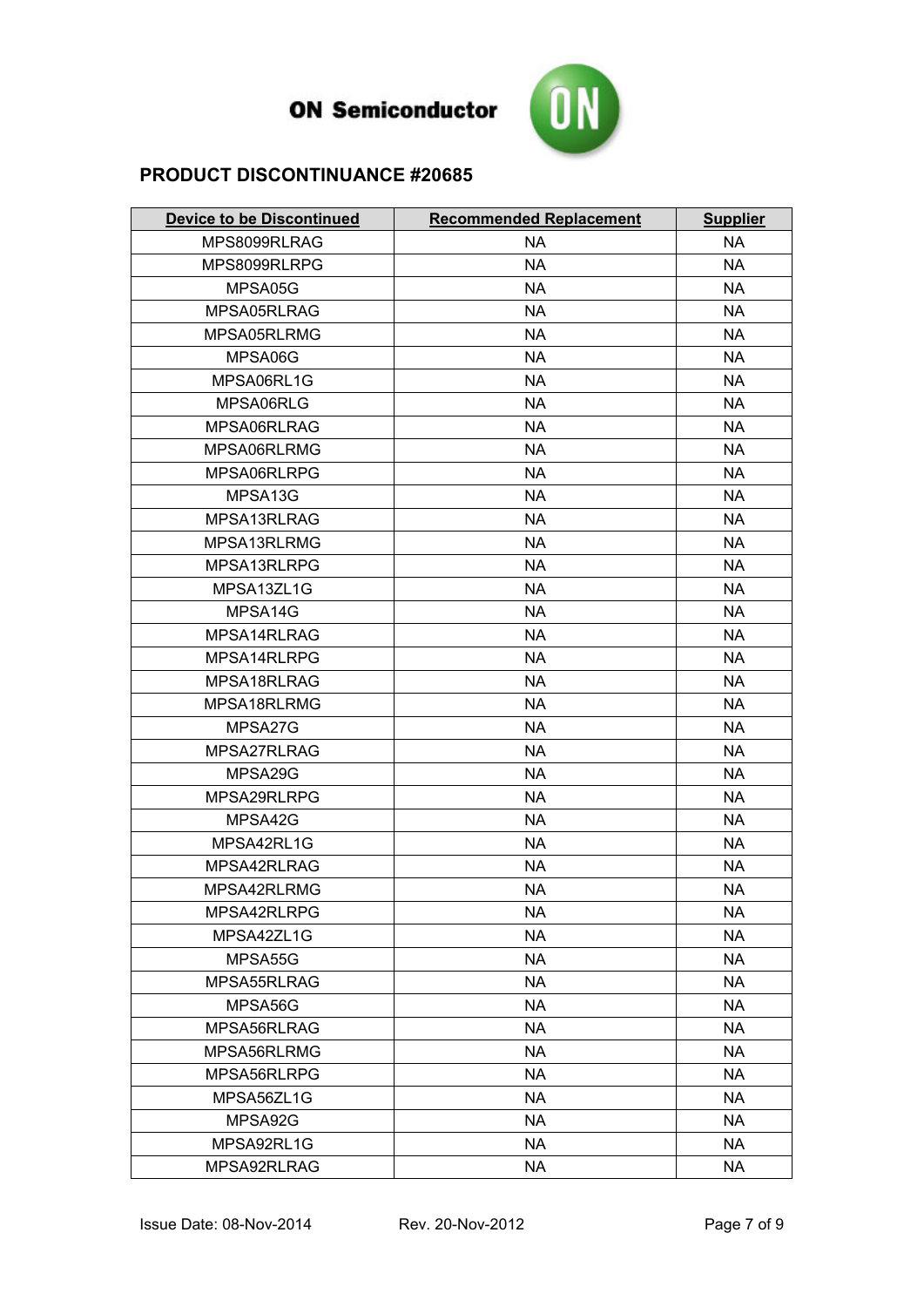ON Semiconductor

## PRODUCT DISCONTINUANCE #20685

| Device to be Discontinued | Recommended Replacement | Supplier |
|---|---|---|
| MPS8099RLRAG | NA | NA |
| MPS8099RLRPG | NA | NA |
| MPSA05G | NA | NA |
| MPSA05RLRAG | NA | NA |
| MPSA05RLRMG | NA | NA |
| MPSA06G | NA | NA |
| MPSA06RL1G | NA | NA |
| MPSA06RLG | NA | NA |
| MPSA06RLRAG | NA | NA |
| MPSA06RLRMG | NA | NA |
| MPSA06RLRPG | NA | NA |
| MPSA13G | NA | NA |
| MPSA13RLRAG | NA | NA |
| MPSA13RLRMG | NA | NA |
| MPSA13RLRPG | NA | NA |
| MPSA13ZL1G | NA | NA |
| MPSA14G | NA | NA |
| MPSA14RLRAG | NA | NA |
| MPSA14RLRPG | NA | NA |
| MPSA18RLRAG | NA | NA |
| MPSA18RLRMG | NA | NA |
| MPSA27G | NA | NA |
| MPSA27RLRAG | NA | NA |
| MPSA29G | NA | NA |
| MPSA29RLRPG | NA | NA |
| MPSA42G | NA | NA |
| MPSA42RL1G | NA | NA |
| MPSA42RLRAG | NA | NA |
| MPSA42RLRMG | NA | NA |
| MPSA42RLRPG | NA | NA |
| MPSA42ZL1G | NA | NA |
| MPSA55G | NA | NA |
| MPSA55RLRAG | NA | NA |
| MPSA56G | NA | NA |
| MPSA56RLRAG | NA | NA |
| MPSA56RLRMG | NA | NA |
| MPSA56RLRPG | NA | NA |
| MPSA56ZL1G | NA | NA |
| MPSA92G | NA | NA |
| MPSA92RL1G | NA | NA |
| MPSA92RLRAG | NA | NA |

Issue Date: 08-Nov-2014 Rev. 20-Nov-2012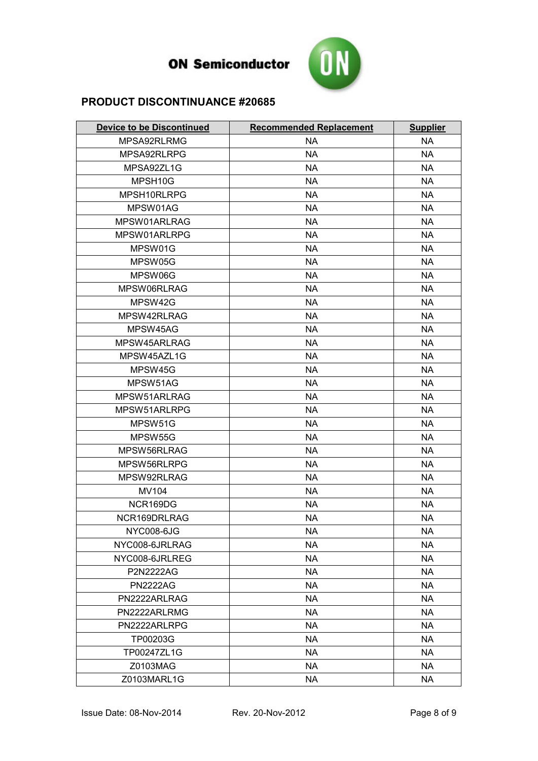**ON Semiconductor**

## PRODUCT DISCONTINUANCE #20685

| Device to be Discontinued | Recommended Replacement | Supplier |
|---|---|---|
| MPSA92RLRMG | NA | NA |
| MPSA92RLRPG | NA | NA |
| MPSA92ZL1G | NA | NA |
| MPSH10G | NA | NA |
| MPSH10RLRPG | NA | NA |
| MPSW01AG | NA | NA |
| MPSW01ARLRAG | NA | NA |
| MPSW01ARLRPG | NA | NA |
| MPSW01G | NA | NA |
| MPSW05G | NA | NA |
| MPSW06G | NA | NA |
| MPSW06RLRAG | NA | NA |
| MPSW42G | NA | NA |
| MPSW42RLRAG | NA | NA |
| MPSW45AG | NA | NA |
| MPSW45ARLRAG | NA | NA |
| MPSW45AZL1G | NA | NA |
| MPSW45G | NA | NA |
| MPSW51AG | NA | NA |
| MPSW51ARLRAG | NA | NA |
| MPSW51ARLRPG | NA | NA |
| MPSW51G | NA | NA |
| MPSW55G | NA | NA |
| MPSW56RLRAG | NA | NA |
| MPSW56RLRPG | NA | NA |
| MPSW92RLRAG | NA | NA |
| MV104 | NA | NA |
| NCR169DG | NA | NA |
| NCR169DRLRAG | NA | NA |
| NYC008-6JG | NA | NA |
| NYC008-6JRLRAG | NA | NA |
| NYC008-6JRLREG | NA | NA |
| P2N2222AG | NA | NA |
| PN2222AG | NA | NA |
| PN2222ARLRAG | NA | NA |
| PN2222ARLRMG | NA | NA |
| PN2222ARLRPG | NA | NA |
| TP00203G | NA | NA |
| TP00247ZL1G | NA | NA |
| Z0103MAG | NA | NA |
| Z0103MARL1G | NA | NA |

Issue Date: 08-Nov-2014 Rev. 20-Nov-2012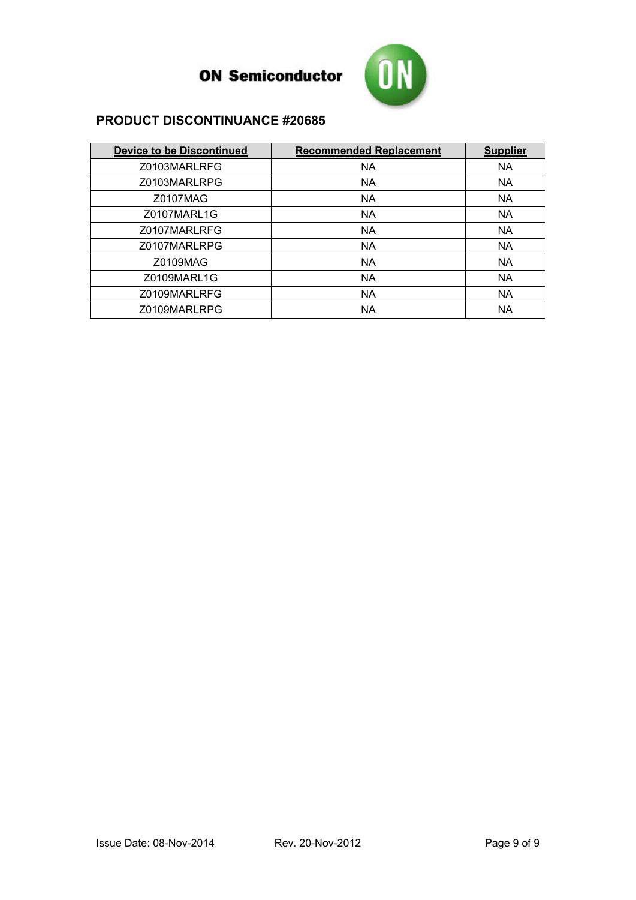ON Semiconductor

## PRODUCT DISCONTINUANCE #20685

| Device to be Discontinued | Recommended Replacement | Supplier |
|---|---|---|
| Z0103MARLRFG | NA | NA |
| Z0103MARLRPG | NA | NA |
| Z0107MAG | NA | NA |
| Z0107MARL1G | NA | NA |
| Z0107MARLRFG | NA | NA |
| Z0107MARLRPG | NA | NA |
| Z0109MAG | NA | NA |
| Z0109MARL1G | NA | NA |
| Z0109MARLRFG | NA | NA |
| Z0109MARLRPG | NA | NA |